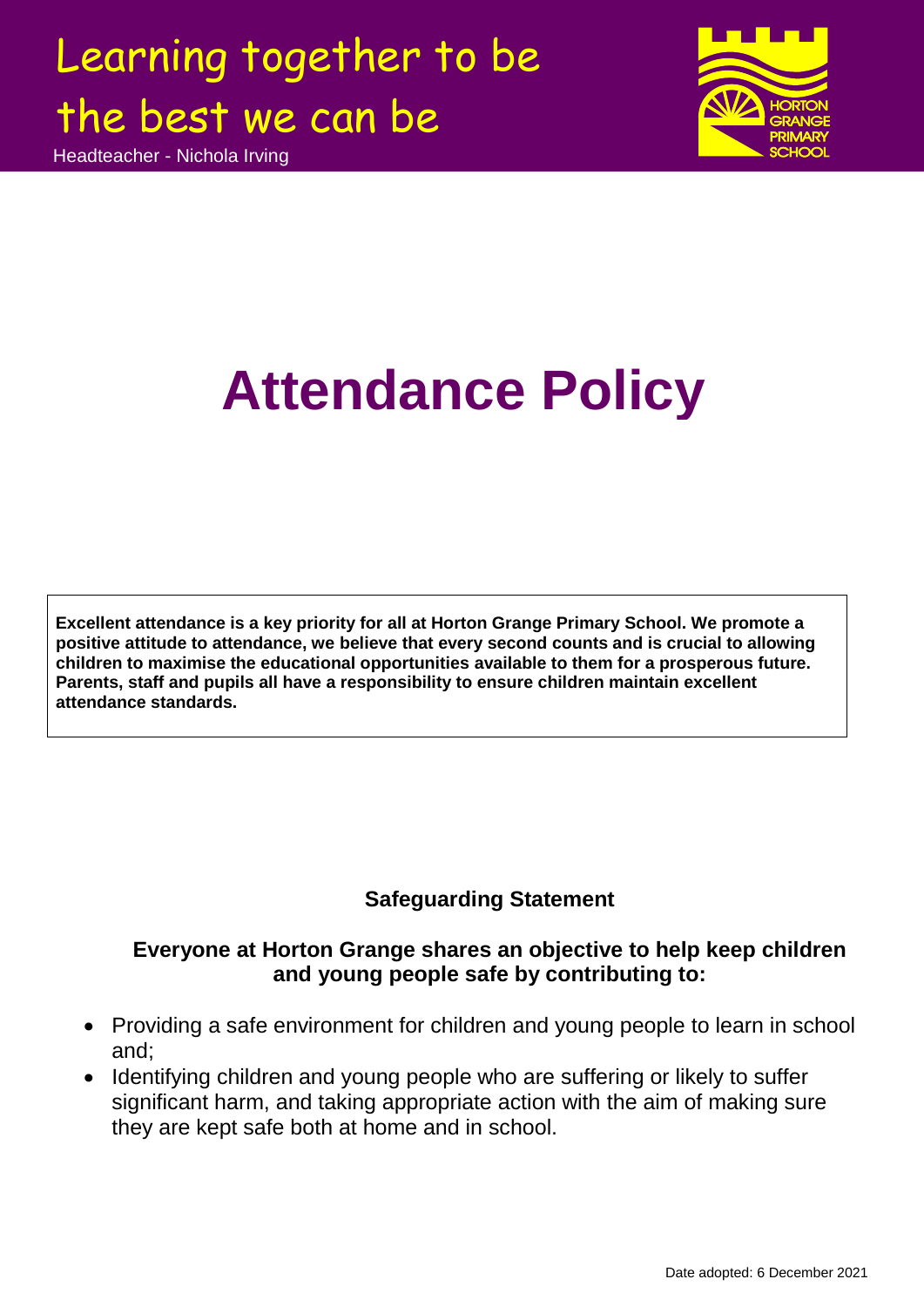Learning together to be the best we can be

Headteacher - Nichola Irving

# Attendance Policy

**Excellent attendance is a key priority for all at Horton Grange Primary School. We promote a positive attitude to attendance, we believe that every second counts and is crucial to allowing children to maximise the educational opportunities available to them for a prosperous future. Parents, staff and pupils all have a responsibility to ensure children maintain excellent attendance standards.**

## Safeguarding Statement

**Everyone at Horton Grange shares an objective to help keep children and young people safe by contributing to:**

- Providing a safe environment for children and young people to learn in school and;
- Identifying children and young people who are suffering or likely to suffer significant harm, and taking appropriate action with the aim of making sure they are kept safe both at home and in school.

Date adopted: 6 December 2021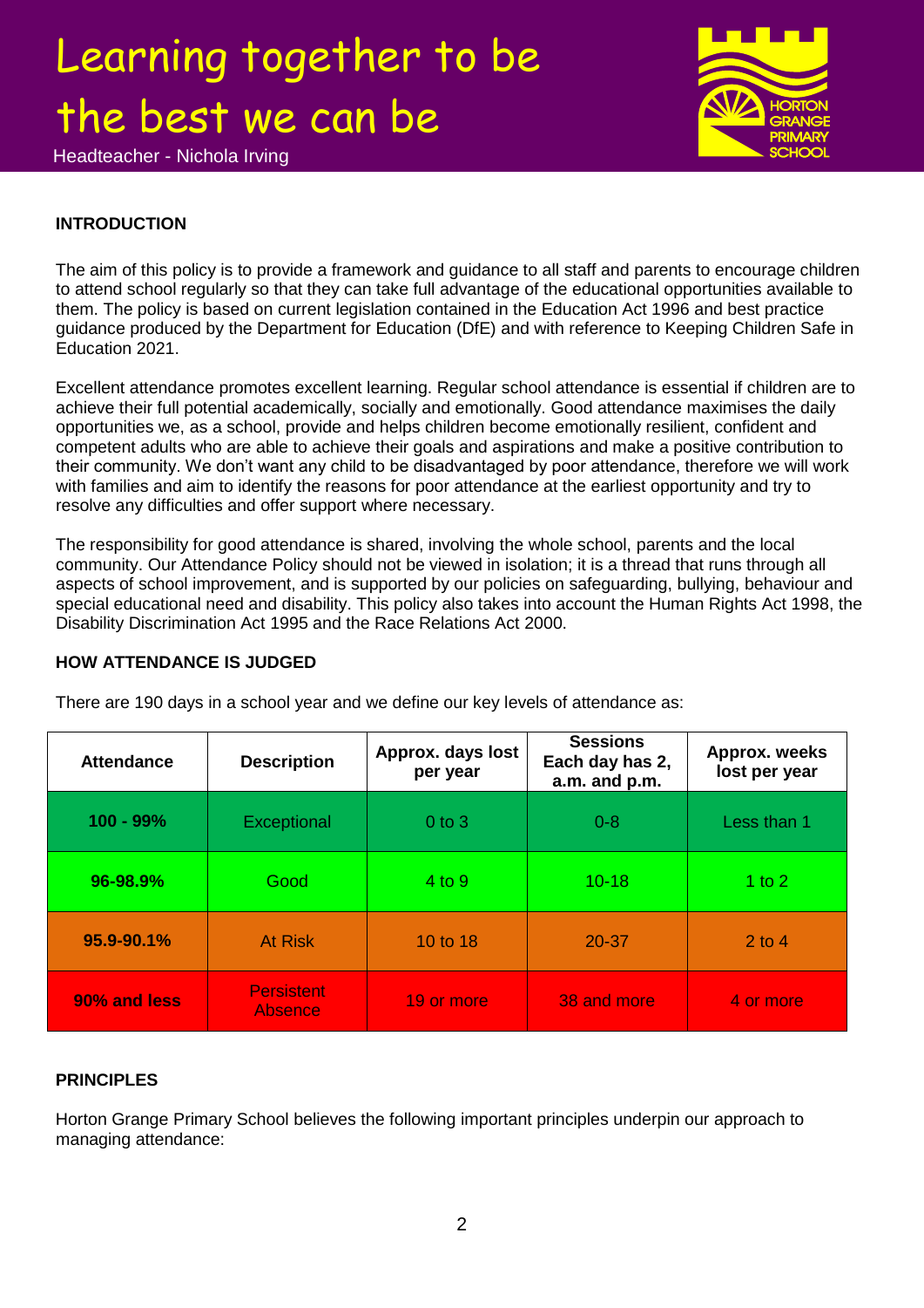# Learning together to be the best we can be

Headteacher - Nichola Irving

**INTRODUCTION**

The aim of this policy is to provide a framework and guidance to all staff and parents to encourage children to attend school regularly so that they can take full advantage of the educational opportunities available to them. The policy is based on current legislation contained in the Education Act 1996 and best practice guidance produced by the Department for Education (DfE) and with reference to Keeping Children Safe in Education 2021.

Excellent attendance promotes excellent learning. Regular school attendance is essential if children are to achieve their full potential academically, socially and emotionally. Good attendance maximises the daily opportunities we, as a school, provide and helps children become emotionally resilient, confident and competent adults who are able to achieve their goals and aspirations and make a positive contribution to their community. We don't want any child to be disadvantaged by poor attendance, therefore we will work with families and aim to identify the reasons for poor attendance at the earliest opportunity and try to resolve any difficulties and offer support where necessary.

The responsibility for good attendance is shared, involving the whole school, parents and the local community. Our Attendance Policy should not be viewed in isolation; it is a thread that runs through all aspects of school improvement, and is supported by our policies on safeguarding, bullying, behaviour and special educational need and disability. This policy also takes into account the Human Rights Act 1998, the Disability Discrimination Act 1995 and the Race Relations Act 2000.

**HOW ATTENDANCE IS JUDGED**

There are 190 days in a school year and we define our key levels of attendance as:

| Attendance | Description | Approx. days lost per year | Sessions Each day has 2, a.m. and p.m. | Approx. weeks lost per year |
|---|---|---|---|---|
| **100 - 99%** | Exceptional | 0 to 3 | 0-8 | Less than 1 |
| **96-98.9%** | Good | 4 to 9 | 10-18 | 1 to 2 |
| **95.9-90.1%** | At Risk | 10 to 18 | 20-37 | 2 to 4 |
| **90% and less** | Persistent Absence | 19 or more | 38 and more | 4 or more |

**PRINCIPLES**

Horton Grange Primary School believes the following important principles underpin our approach to managing attendance: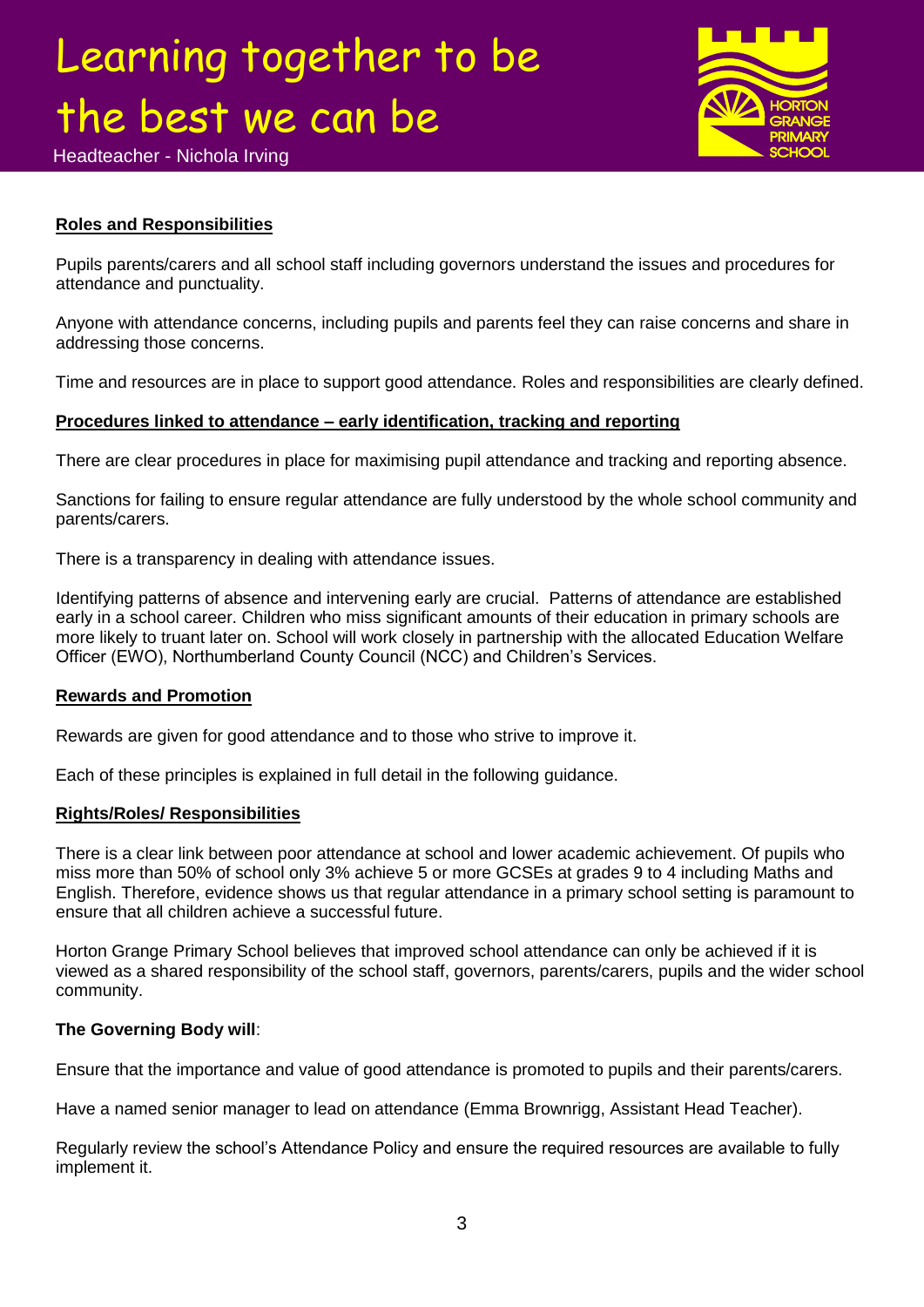## Roles and Responsibilities

Pupils parents/carers and all school staff including governors understand the issues and procedures for attendance and punctuality.

Anyone with attendance concerns, including pupils and parents feel they can raise concerns and share in addressing those concerns.

Time and resources are in place to support good attendance. Roles and responsibilities are clearly defined.

## Procedures linked to attendance – early identification, tracking and reporting

There are clear procedures in place for maximising pupil attendance and tracking and reporting absence.

Sanctions for failing to ensure regular attendance are fully understood by the whole school community and parents/carers.

There is a transparency in dealing with attendance issues.

Identifying patterns of absence and intervening early are crucial. Patterns of attendance are established early in a school career. Children who miss significant amounts of their education in primary schools are more likely to truant later on. School will work closely in partnership with the allocated Education Welfare Officer (EWO), Northumberland County Council (NCC) and Children's Services.

## Rewards and Promotion

Rewards are given for good attendance and to those who strive to improve it.

Each of these principles is explained in full detail in the following guidance.

## Rights/Roles/ Responsibilities

There is a clear link between poor attendance at school and lower academic achievement. Of pupils who miss more than 50% of school only 3% achieve 5 or more GCSEs at grades 9 to 4 including Maths and English. Therefore, evidence shows us that regular attendance in a primary school setting is paramount to ensure that all children achieve a successful future.

Horton Grange Primary School believes that improved school attendance can only be achieved if it is viewed as a shared responsibility of the school staff, governors, parents/carers, pupils and the wider school community.

**The Governing Body will**:

Ensure that the importance and value of good attendance is promoted to pupils and their parents/carers.

Have a named senior manager to lead on attendance (Emma Brownrigg, Assistant Head Teacher).

Regularly review the school's Attendance Policy and ensure the required resources are available to fully implement it.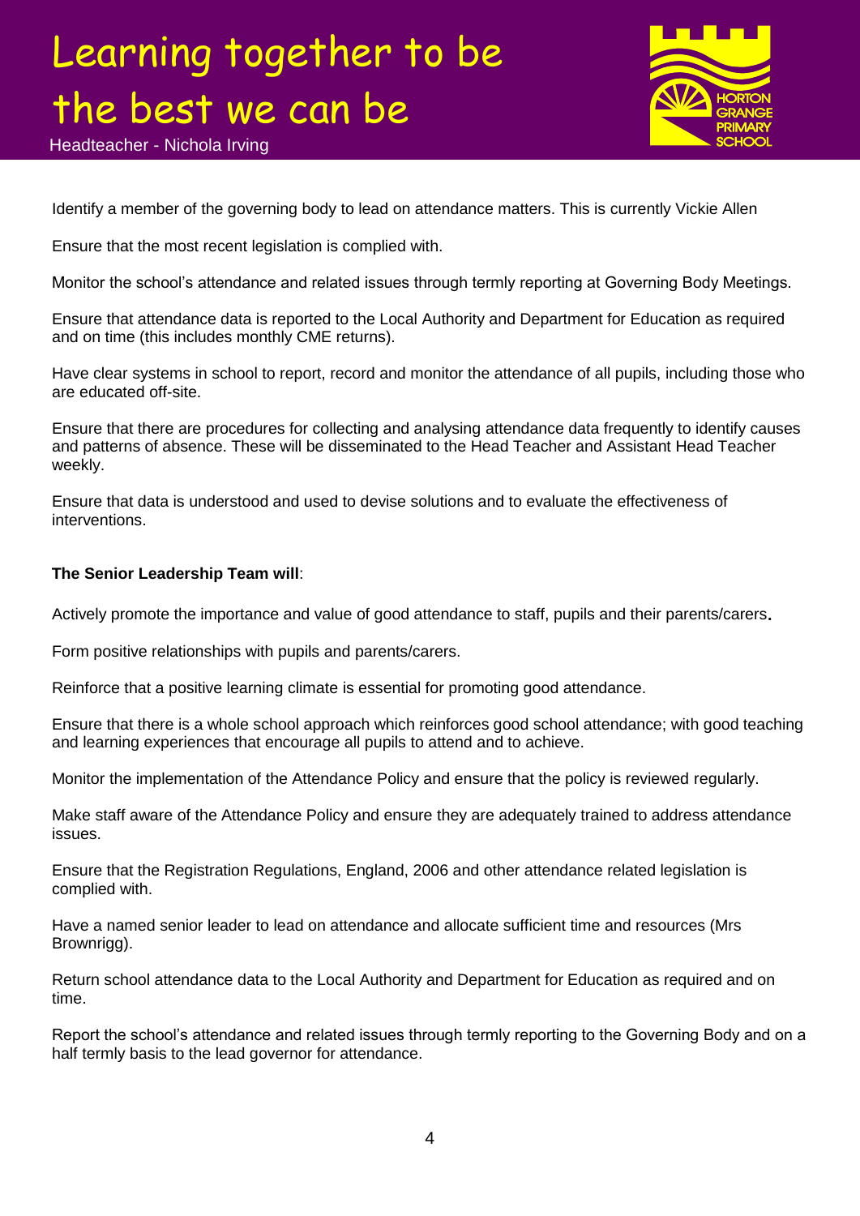Identify a member of the governing body to lead on attendance matters. This is currently Vickie Allen

Ensure that the most recent legislation is complied with.

Monitor the school's attendance and related issues through termly reporting at Governing Body Meetings.

Ensure that attendance data is reported to the Local Authority and Department for Education as required and on time (this includes monthly CME returns).

Have clear systems in school to report, record and monitor the attendance of all pupils, including those who are educated off-site.

Ensure that there are procedures for collecting and analysing attendance data frequently to identify causes and patterns of absence. These will be disseminated to the Head Teacher and Assistant Head Teacher weekly.

Ensure that data is understood and used to devise solutions and to evaluate the effectiveness of interventions.

**The Senior Leadership Team will**:

Actively promote the importance and value of good attendance to staff, pupils and their parents/carers.

Form positive relationships with pupils and parents/carers.

Reinforce that a positive learning climate is essential for promoting good attendance.

Ensure that there is a whole school approach which reinforces good school attendance; with good teaching and learning experiences that encourage all pupils to attend and to achieve.

Monitor the implementation of the Attendance Policy and ensure that the policy is reviewed regularly.

Make staff aware of the Attendance Policy and ensure they are adequately trained to address attendance issues.

Ensure that the Registration Regulations, England, 2006 and other attendance related legislation is complied with.

Have a named senior leader to lead on attendance and allocate sufficient time and resources (Mrs Brownrigg).

Return school attendance data to the Local Authority and Department for Education as required and on time.

Report the school's attendance and related issues through termly reporting to the Governing Body and on a half termly basis to the lead governor for attendance.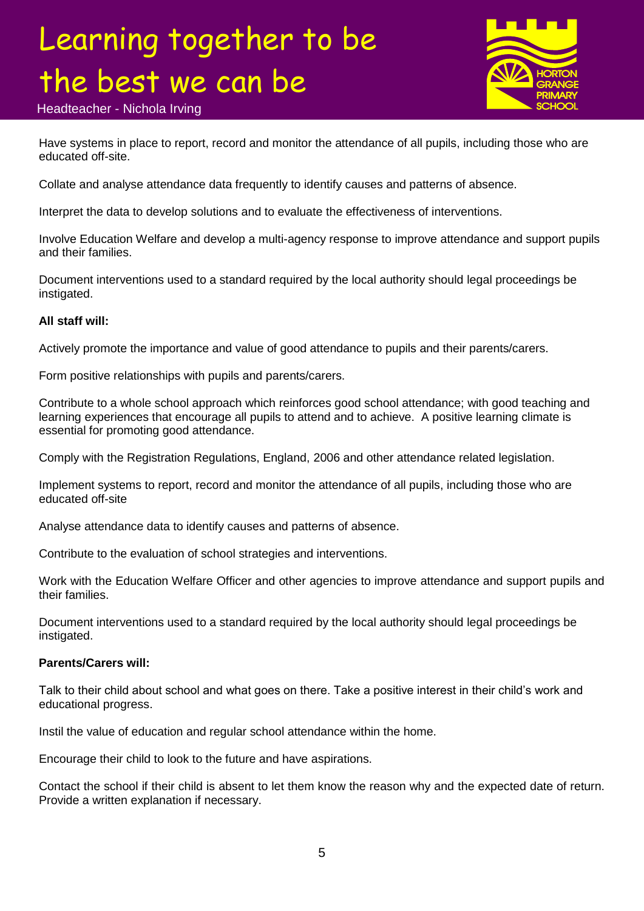Have systems in place to report, record and monitor the attendance of all pupils, including those who are educated off-site.

Collate and analyse attendance data frequently to identify causes and patterns of absence.

Interpret the data to develop solutions and to evaluate the effectiveness of interventions.

Involve Education Welfare and develop a multi-agency response to improve attendance and support pupils and their families.

Document interventions used to a standard required by the local authority should legal proceedings be instigated.

**All staff will:**

Actively promote the importance and value of good attendance to pupils and their parents/carers.

Form positive relationships with pupils and parents/carers.

Contribute to a whole school approach which reinforces good school attendance; with good teaching and learning experiences that encourage all pupils to attend and to achieve. A positive learning climate is essential for promoting good attendance.

Comply with the Registration Regulations, England, 2006 and other attendance related legislation.

Implement systems to report, record and monitor the attendance of all pupils, including those who are educated off-site

Analyse attendance data to identify causes and patterns of absence.

Contribute to the evaluation of school strategies and interventions.

Work with the Education Welfare Officer and other agencies to improve attendance and support pupils and their families.

Document interventions used to a standard required by the local authority should legal proceedings be instigated.

**Parents/Carers will:**

Talk to their child about school and what goes on there. Take a positive interest in their child's work and educational progress.

Instil the value of education and regular school attendance within the home.

Encourage their child to look to the future and have aspirations.

Contact the school if their child is absent to let them know the reason why and the expected date of return. Provide a written explanation if necessary.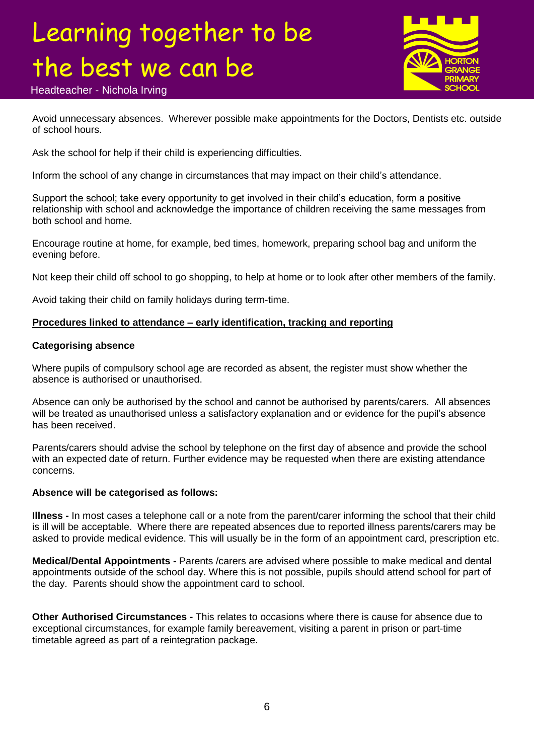Avoid unnecessary absences. Wherever possible make appointments for the Doctors, Dentists etc. outside of school hours.

Ask the school for help if their child is experiencing difficulties.

Inform the school of any change in circumstances that may impact on their child's attendance.

Support the school; take every opportunity to get involved in their child's education, form a positive relationship with school and acknowledge the importance of children receiving the same messages from both school and home.

Encourage routine at home, for example, bed times, homework, preparing school bag and uniform the evening before.

Not keep their child off school to go shopping, to help at home or to look after other members of the family.

Avoid taking their child on family holidays during term-time.

## Procedures linked to attendance – early identification, tracking and reporting

### Categorising absence

Where pupils of compulsory school age are recorded as absent, the register must show whether the absence is authorised or unauthorised.

Absence can only be authorised by the school and cannot be authorised by parents/carers. All absences will be treated as unauthorised unless a satisfactory explanation and or evidence for the pupil's absence has been received.

Parents/carers should advise the school by telephone on the first day of absence and provide the school with an expected date of return. Further evidence may be requested when there are existing attendance concerns.

### Absence will be categorised as follows:

**Illness -** In most cases a telephone call or a note from the parent/carer informing the school that their child is ill will be acceptable. Where there are repeated absences due to reported illness parents/carers may be asked to provide medical evidence. This will usually be in the form of an appointment card, prescription etc.

**Medical/Dental Appointments -** Parents /carers are advised where possible to make medical and dental appointments outside of the school day. Where this is not possible, pupils should attend school for part of the day. Parents should show the appointment card to school.

**Other Authorised Circumstances -** This relates to occasions where there is cause for absence due to exceptional circumstances, for example family bereavement, visiting a parent in prison or part-time timetable agreed as part of a reintegration package.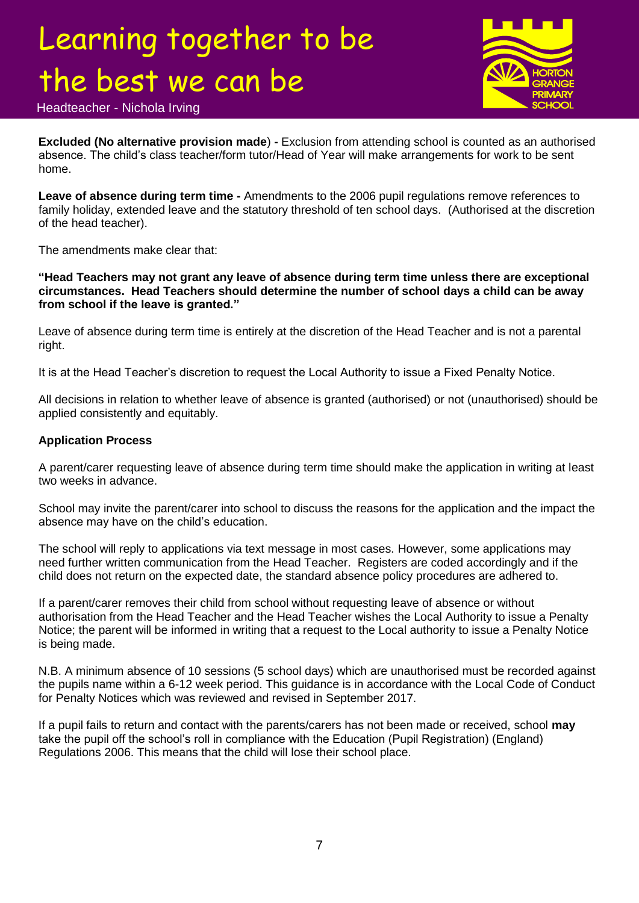**Excluded (No alternative provision made**) **-** Exclusion from attending school is counted as an authorised absence. The child's class teacher/form tutor/Head of Year will make arrangements for work to be sent home.

**Leave of absence during term time -** Amendments to the 2006 pupil regulations remove references to family holiday, extended leave and the statutory threshold of ten school days. (Authorised at the discretion of the head teacher).

The amendments make clear that:

**"Head Teachers may not grant any leave of absence during term time unless there are exceptional circumstances. Head Teachers should determine the number of school days a child can be away from school if the leave is granted."**

Leave of absence during term time is entirely at the discretion of the Head Teacher and is not a parental right.

It is at the Head Teacher's discretion to request the Local Authority to issue a Fixed Penalty Notice.

All decisions in relation to whether leave of absence is granted (authorised) or not (unauthorised) should be applied consistently and equitably.

**Application Process**

A parent/carer requesting leave of absence during term time should make the application in writing at least two weeks in advance.

School may invite the parent/carer into school to discuss the reasons for the application and the impact the absence may have on the child's education.

The school will reply to applications via text message in most cases. However, some applications may need further written communication from the Head Teacher. Registers are coded accordingly and if the child does not return on the expected date, the standard absence policy procedures are adhered to.

If a parent/carer removes their child from school without requesting leave of absence or without authorisation from the Head Teacher and the Head Teacher wishes the Local Authority to issue a Penalty Notice; the parent will be informed in writing that a request to the Local authority to issue a Penalty Notice is being made.

N.B. A minimum absence of 10 sessions (5 school days) which are unauthorised must be recorded against the pupils name within a 6-12 week period. This guidance is in accordance with the Local Code of Conduct for Penalty Notices which was reviewed and revised in September 2017.

If a pupil fails to return and contact with the parents/carers has not been made or received, school **may** take the pupil off the school's roll in compliance with the Education (Pupil Registration) (England) Regulations 2006. This means that the child will lose their school place.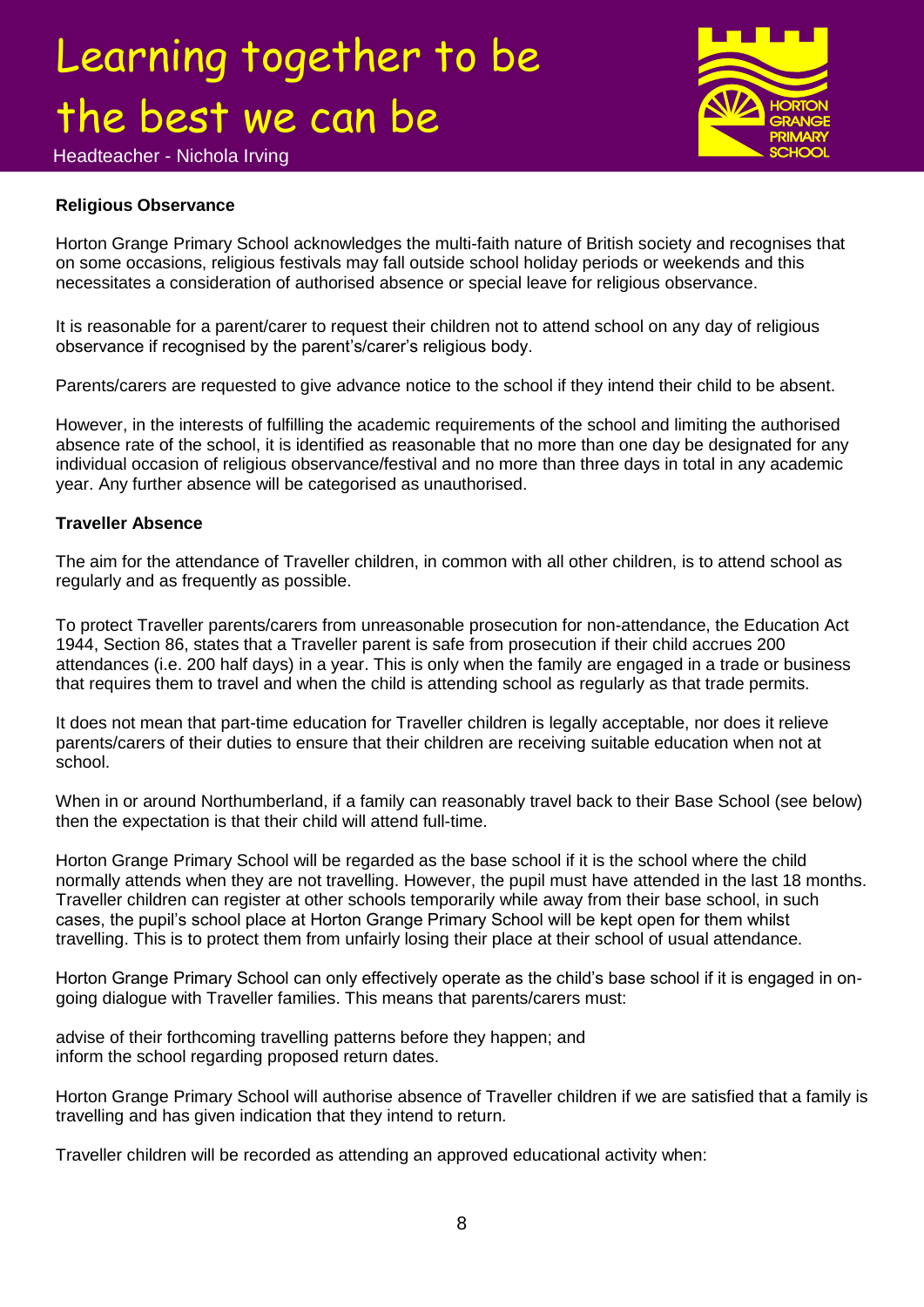**Religious Observance**

Horton Grange Primary School acknowledges the multi-faith nature of British society and recognises that on some occasions, religious festivals may fall outside school holiday periods or weekends and this necessitates a consideration of authorised absence or special leave for religious observance.

It is reasonable for a parent/carer to request their children not to attend school on any day of religious observance if recognised by the parent's/carer's religious body.

Parents/carers are requested to give advance notice to the school if they intend their child to be absent.

However, in the interests of fulfilling the academic requirements of the school and limiting the authorised absence rate of the school, it is identified as reasonable that no more than one day be designated for any individual occasion of religious observance/festival and no more than three days in total in any academic year. Any further absence will be categorised as unauthorised.

**Traveller Absence**

The aim for the attendance of Traveller children, in common with all other children, is to attend school as regularly and as frequently as possible.

To protect Traveller parents/carers from unreasonable prosecution for non-attendance, the Education Act 1944, Section 86, states that a Traveller parent is safe from prosecution if their child accrues 200 attendances (i.e. 200 half days) in a year. This is only when the family are engaged in a trade or business that requires them to travel and when the child is attending school as regularly as that trade permits.

It does not mean that part-time education for Traveller children is legally acceptable, nor does it relieve parents/carers of their duties to ensure that their children are receiving suitable education when not at school.

When in or around Northumberland, if a family can reasonably travel back to their Base School (see below) then the expectation is that their child will attend full-time.

Horton Grange Primary School will be regarded as the base school if it is the school where the child normally attends when they are not travelling. However, the pupil must have attended in the last 18 months. Traveller children can register at other schools temporarily while away from their base school, in such cases, the pupil's school place at Horton Grange Primary School will be kept open for them whilst travelling. This is to protect them from unfairly losing their place at their school of usual attendance.

Horton Grange Primary School can only effectively operate as the child's base school if it is engaged in on-going dialogue with Traveller families. This means that parents/carers must:

advise of their forthcoming travelling patterns before they happen; and
inform the school regarding proposed return dates.

Horton Grange Primary School will authorise absence of Traveller children if we are satisfied that a family is travelling and has given indication that they intend to return.

Traveller children will be recorded as attending an approved educational activity when: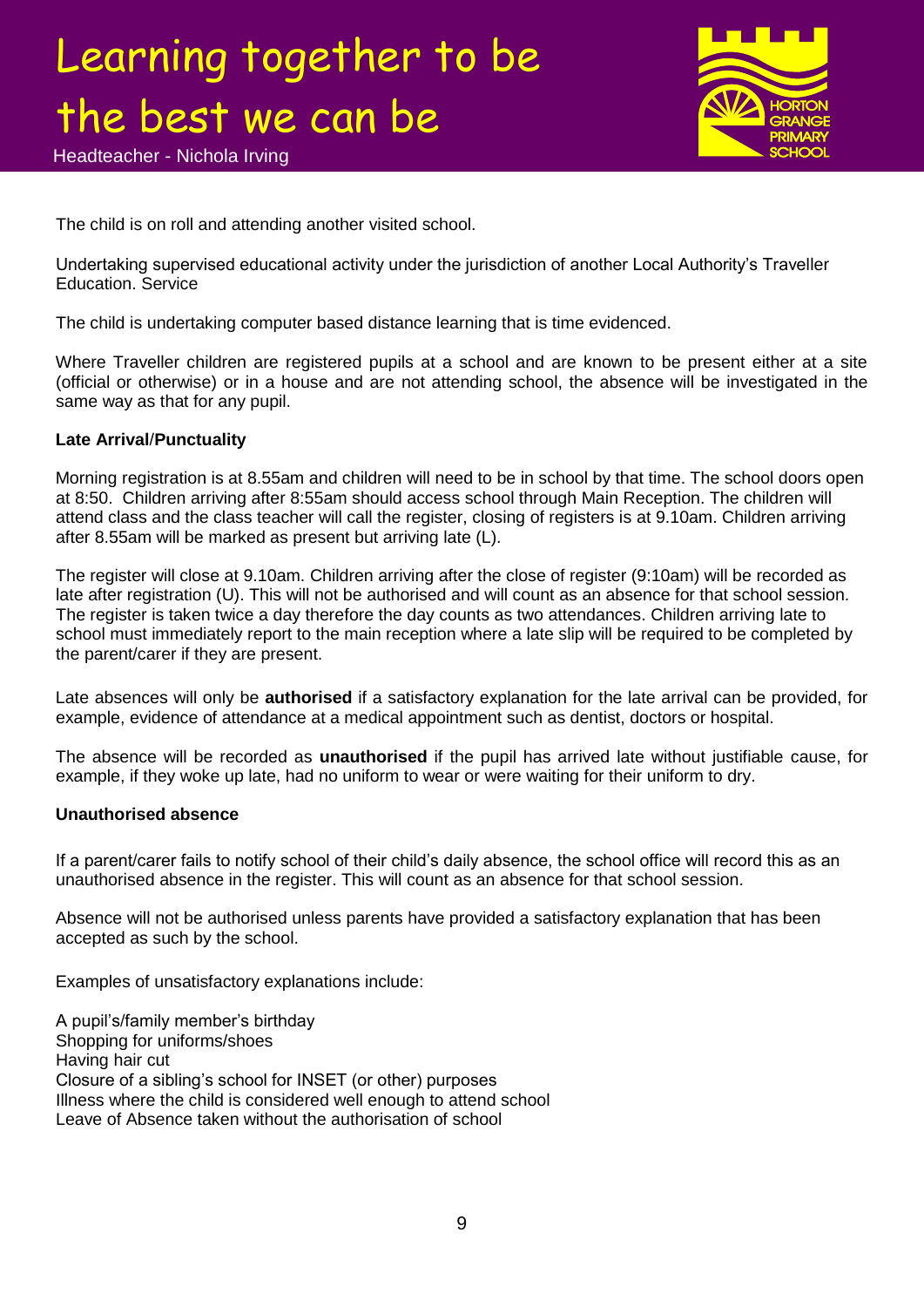The child is on roll and attending another visited school.

Undertaking supervised educational activity under the jurisdiction of another Local Authority's Traveller Education. Service

The child is undertaking computer based distance learning that is time evidenced.

Where Traveller children are registered pupils at a school and are known to be present either at a site (official or otherwise) or in a house and are not attending school, the absence will be investigated in the same way as that for any pupil.

**Late Arrival/Punctuality**

Morning registration is at 8.55am and children will need to be in school by that time. The school doors open at 8:50. Children arriving after 8:55am should access school through Main Reception. The children will attend class and the class teacher will call the register, closing of registers is at 9.10am. Children arriving after 8.55am will be marked as present but arriving late (L).

The register will close at 9.10am. Children arriving after the close of register (9:10am) will be recorded as late after registration (U). This will not be authorised and will count as an absence for that school session. The register is taken twice a day therefore the day counts as two attendances. Children arriving late to school must immediately report to the main reception where a late slip will be required to be completed by the parent/carer if they are present.

Late absences will only be **authorised** if a satisfactory explanation for the late arrival can be provided, for example, evidence of attendance at a medical appointment such as dentist, doctors or hospital.

The absence will be recorded as **unauthorised** if the pupil has arrived late without justifiable cause, for example, if they woke up late, had no uniform to wear or were waiting for their uniform to dry.

**Unauthorised absence**

If a parent/carer fails to notify school of their child's daily absence, the school office will record this as an unauthorised absence in the register. This will count as an absence for that school session.

Absence will not be authorised unless parents have provided a satisfactory explanation that has been accepted as such by the school.

Examples of unsatisfactory explanations include:

A pupil's/family member's birthday  
Shopping for uniforms/shoes  
Having hair cut  
Closure of a sibling's school for INSET (or other) purposes  
Illness where the child is considered well enough to attend school  
Leave of Absence taken without the authorisation of school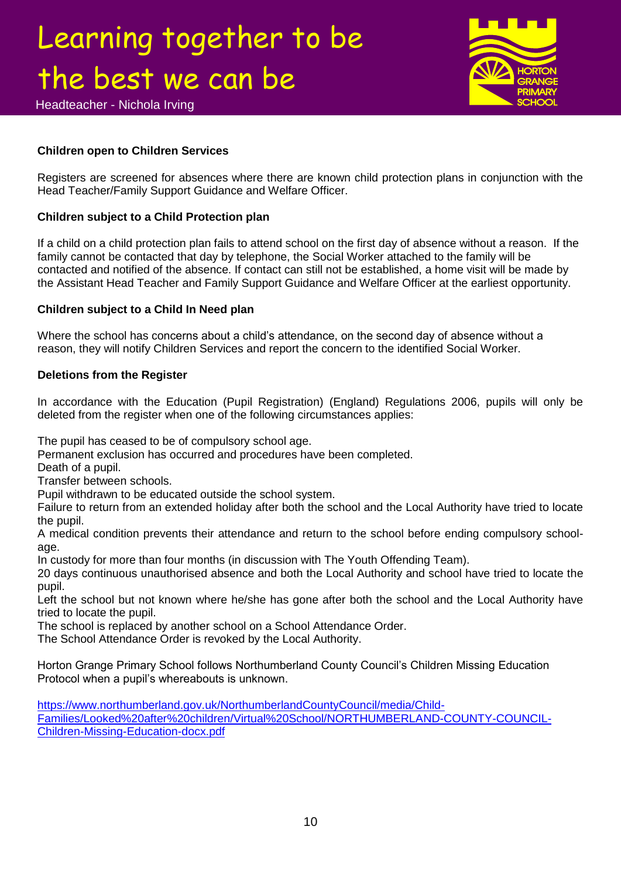### Children open to Children Services

Registers are screened for absences where there are known child protection plans in conjunction with the Head Teacher/Family Support Guidance and Welfare Officer.

### Children subject to a Child Protection plan

If a child on a child protection plan fails to attend school on the first day of absence without a reason. If the family cannot be contacted that day by telephone, the Social Worker attached to the family will be contacted and notified of the absence. If contact can still not be established, a home visit will be made by the Assistant Head Teacher and Family Support Guidance and Welfare Officer at the earliest opportunity.

### Children subject to a Child In Need plan

Where the school has concerns about a child's attendance, on the second day of absence without a reason, they will notify Children Services and report the concern to the identified Social Worker.

### Deletions from the Register

In accordance with the Education (Pupil Registration) (England) Regulations 2006, pupils will only be deleted from the register when one of the following circumstances applies:

The pupil has ceased to be of compulsory school age.
Permanent exclusion has occurred and procedures have been completed.
Death of a pupil.
Transfer between schools.
Pupil withdrawn to be educated outside the school system.
Failure to return from an extended holiday after both the school and the Local Authority have tried to locate the pupil.
A medical condition prevents their attendance and return to the school before ending compulsory school-age.
In custody for more than four months (in discussion with The Youth Offending Team).
20 days continuous unauthorised absence and both the Local Authority and school have tried to locate the pupil.
Left the school but not known where he/she has gone after both the school and the Local Authority have tried to locate the pupil.
The school is replaced by another school on a School Attendance Order.
The School Attendance Order is revoked by the Local Authority.

Horton Grange Primary School follows Northumberland County Council's Children Missing Education Protocol when a pupil's whereabouts is unknown.

https://www.northumberland.gov.uk/NorthumberlandCountyCouncil/media/Child-Families/Looked%20after%20children/Virtual%20School/NORTHUMBERLAND-COUNTY-COUNCIL-Children-Missing-Education-docx.pdf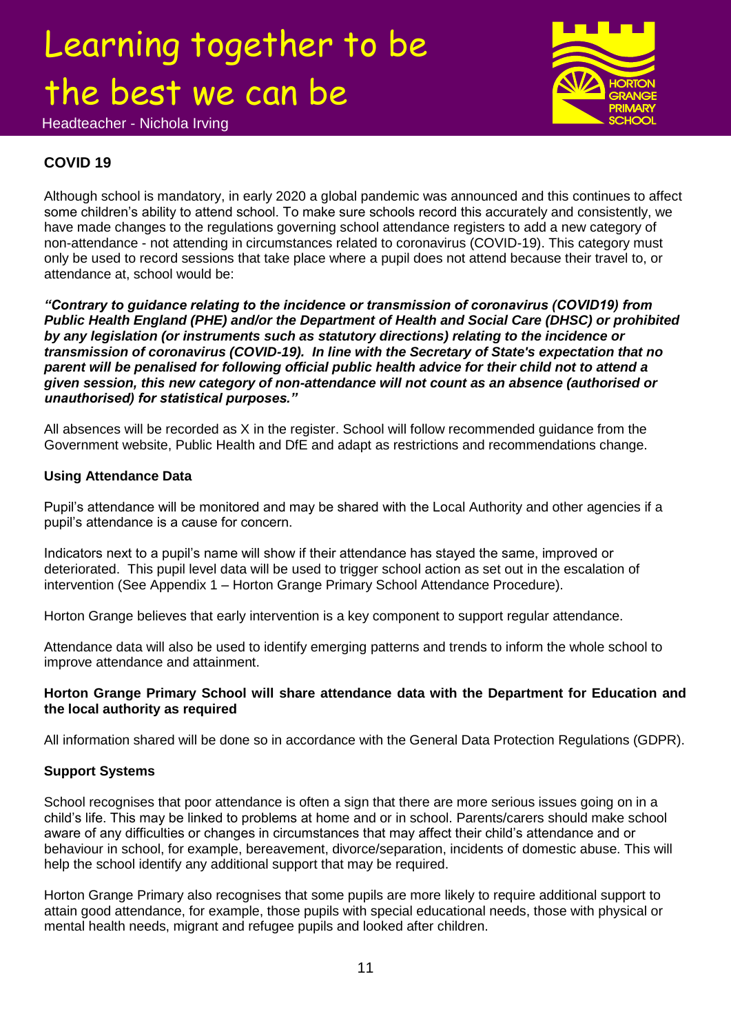## COVID 19

Although school is mandatory, in early 2020 a global pandemic was announced and this continues to affect some children's ability to attend school. To make sure schools record this accurately and consistently, we have made changes to the regulations governing school attendance registers to add a new category of non-attendance - not attending in circumstances related to coronavirus (COVID-19). This category must only be used to record sessions that take place where a pupil does not attend because their travel to, or attendance at, school would be:

***"Contrary to guidance relating to the incidence or transmission of coronavirus (COVID19) from Public Health England (PHE) and/or the Department of Health and Social Care (DHSC) or prohibited by any legislation (or instruments such as statutory directions) relating to the incidence or transmission of coronavirus (COVID-19). In line with the Secretary of State's expectation that no parent will be penalised for following official public health advice for their child not to attend a given session, this new category of non-attendance will not count as an absence (authorised or unauthorised) for statistical purposes."***

All absences will be recorded as X in the register. School will follow recommended guidance from the Government website, Public Health and DfE and adapt as restrictions and recommendations change.

### Using Attendance Data

Pupil's attendance will be monitored and may be shared with the Local Authority and other agencies if a pupil's attendance is a cause for concern.

Indicators next to a pupil's name will show if their attendance has stayed the same, improved or deteriorated. This pupil level data will be used to trigger school action as set out in the escalation of intervention (See Appendix 1 – Horton Grange Primary School Attendance Procedure).

Horton Grange believes that early intervention is a key component to support regular attendance.

Attendance data will also be used to identify emerging patterns and trends to inform the whole school to improve attendance and attainment.

**Horton Grange Primary School will share attendance data with the Department for Education and the local authority as required**

All information shared will be done so in accordance with the General Data Protection Regulations (GDPR).

### Support Systems

School recognises that poor attendance is often a sign that there are more serious issues going on in a child's life. This may be linked to problems at home and or in school. Parents/carers should make school aware of any difficulties or changes in circumstances that may affect their child's attendance and or behaviour in school, for example, bereavement, divorce/separation, incidents of domestic abuse. This will help the school identify any additional support that may be required.

Horton Grange Primary also recognises that some pupils are more likely to require additional support to attain good attendance, for example, those pupils with special educational needs, those with physical or mental health needs, migrant and refugee pupils and looked after children.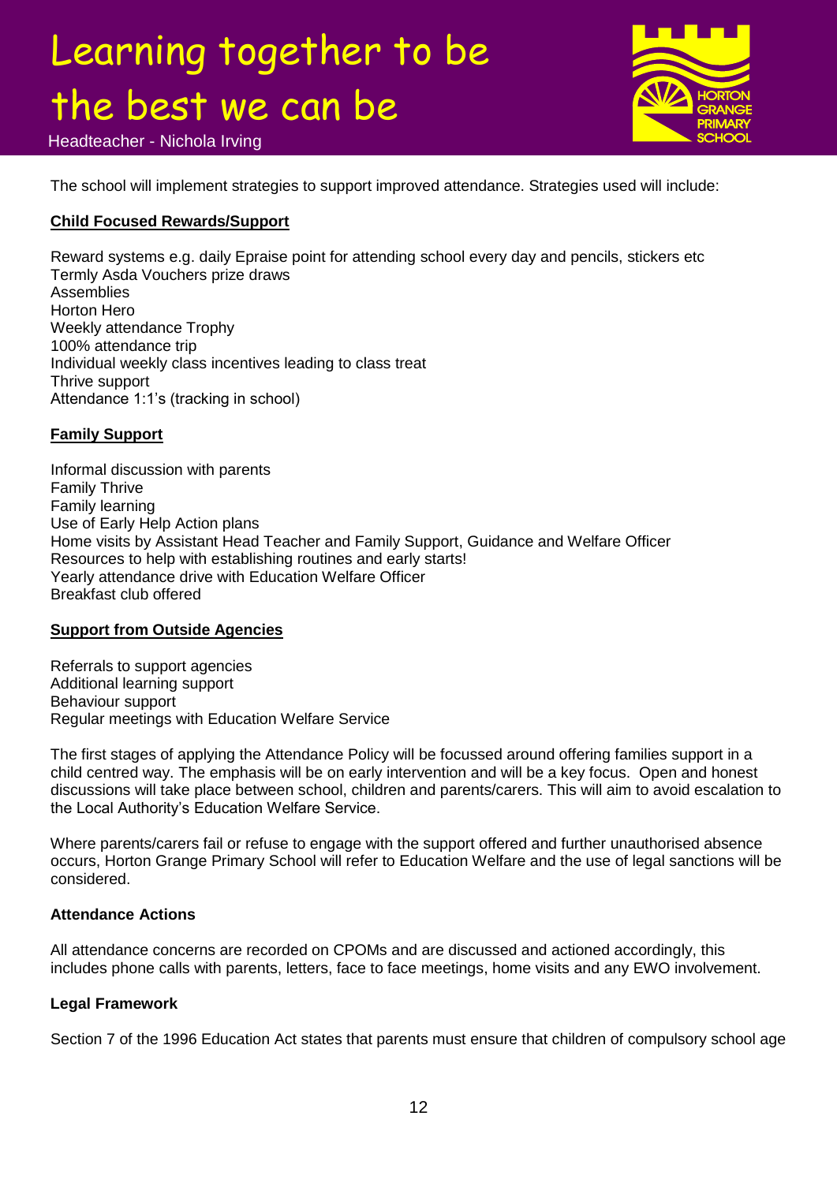The school will implement strategies to support improved attendance. Strategies used will include:

**Child Focused Rewards/Support**

Reward systems e.g. daily Epraise point for attending school every day and pencils, stickers etc
Termly Asda Vouchers prize draws
Assemblies
Horton Hero
Weekly attendance Trophy
100% attendance trip
Individual weekly class incentives leading to class treat
Thrive support
Attendance 1:1's (tracking in school)

**Family Support**

Informal discussion with parents
Family Thrive
Family learning
Use of Early Help Action plans
Home visits by Assistant Head Teacher and Family Support, Guidance and Welfare Officer
Resources to help with establishing routines and early starts!
Yearly attendance drive with Education Welfare Officer
Breakfast club offered

**Support from Outside Agencies**

Referrals to support agencies
Additional learning support
Behaviour support
Regular meetings with Education Welfare Service

The first stages of applying the Attendance Policy will be focussed around offering families support in a child centred way. The emphasis will be on early intervention and will be a key focus. Open and honest discussions will take place between school, children and parents/carers. This will aim to avoid escalation to the Local Authority's Education Welfare Service.

Where parents/carers fail or refuse to engage with the support offered and further unauthorised absence occurs, Horton Grange Primary School will refer to Education Welfare and the use of legal sanctions will be considered.

**Attendance Actions**

All attendance concerns are recorded on CPOMs and are discussed and actioned accordingly, this includes phone calls with parents, letters, face to face meetings, home visits and any EWO involvement.

**Legal Framework**

Section 7 of the 1996 Education Act states that parents must ensure that children of compulsory school age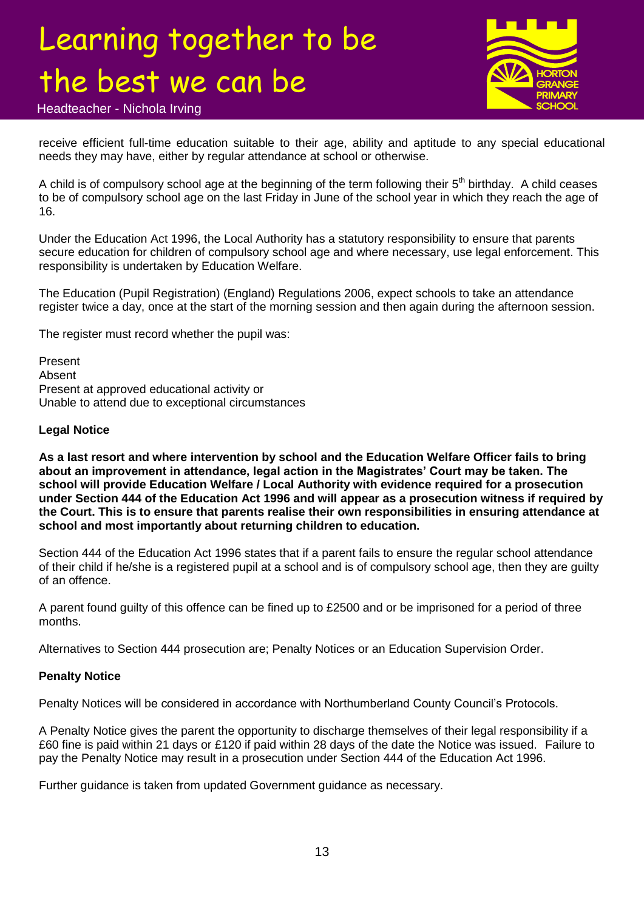receive efficient full-time education suitable to their age, ability and aptitude to any special educational needs they may have, either by regular attendance at school or otherwise.

A child is of compulsory school age at the beginning of the term following their 5th birthday. A child ceases to be of compulsory school age on the last Friday in June of the school year in which they reach the age of 16.

Under the Education Act 1996, the Local Authority has a statutory responsibility to ensure that parents secure education for children of compulsory school age and where necessary, use legal enforcement. This responsibility is undertaken by Education Welfare.

The Education (Pupil Registration) (England) Regulations 2006, expect schools to take an attendance register twice a day, once at the start of the morning session and then again during the afternoon session.

The register must record whether the pupil was:

Present
Absent
Present at approved educational activity or
Unable to attend due to exceptional circumstances

**Legal Notice**

**As a last resort and where intervention by school and the Education Welfare Officer fails to bring about an improvement in attendance, legal action in the Magistrates' Court may be taken. The school will provide Education Welfare / Local Authority with evidence required for a prosecution under Section 444 of the Education Act 1996 and will appear as a prosecution witness if required by the Court. This is to ensure that parents realise their own responsibilities in ensuring attendance at school and most importantly about returning children to education.**

Section 444 of the Education Act 1996 states that if a parent fails to ensure the regular school attendance of their child if he/she is a registered pupil at a school and is of compulsory school age, then they are guilty of an offence.

A parent found guilty of this offence can be fined up to £2500 and or be imprisoned for a period of three months.

Alternatives to Section 444 prosecution are; Penalty Notices or an Education Supervision Order.

**Penalty Notice**

Penalty Notices will be considered in accordance with Northumberland County Council's Protocols.

A Penalty Notice gives the parent the opportunity to discharge themselves of their legal responsibility if a £60 fine is paid within 21 days or £120 if paid within 28 days of the date the Notice was issued. Failure to pay the Penalty Notice may result in a prosecution under Section 444 of the Education Act 1996.

Further guidance is taken from updated Government guidance as necessary.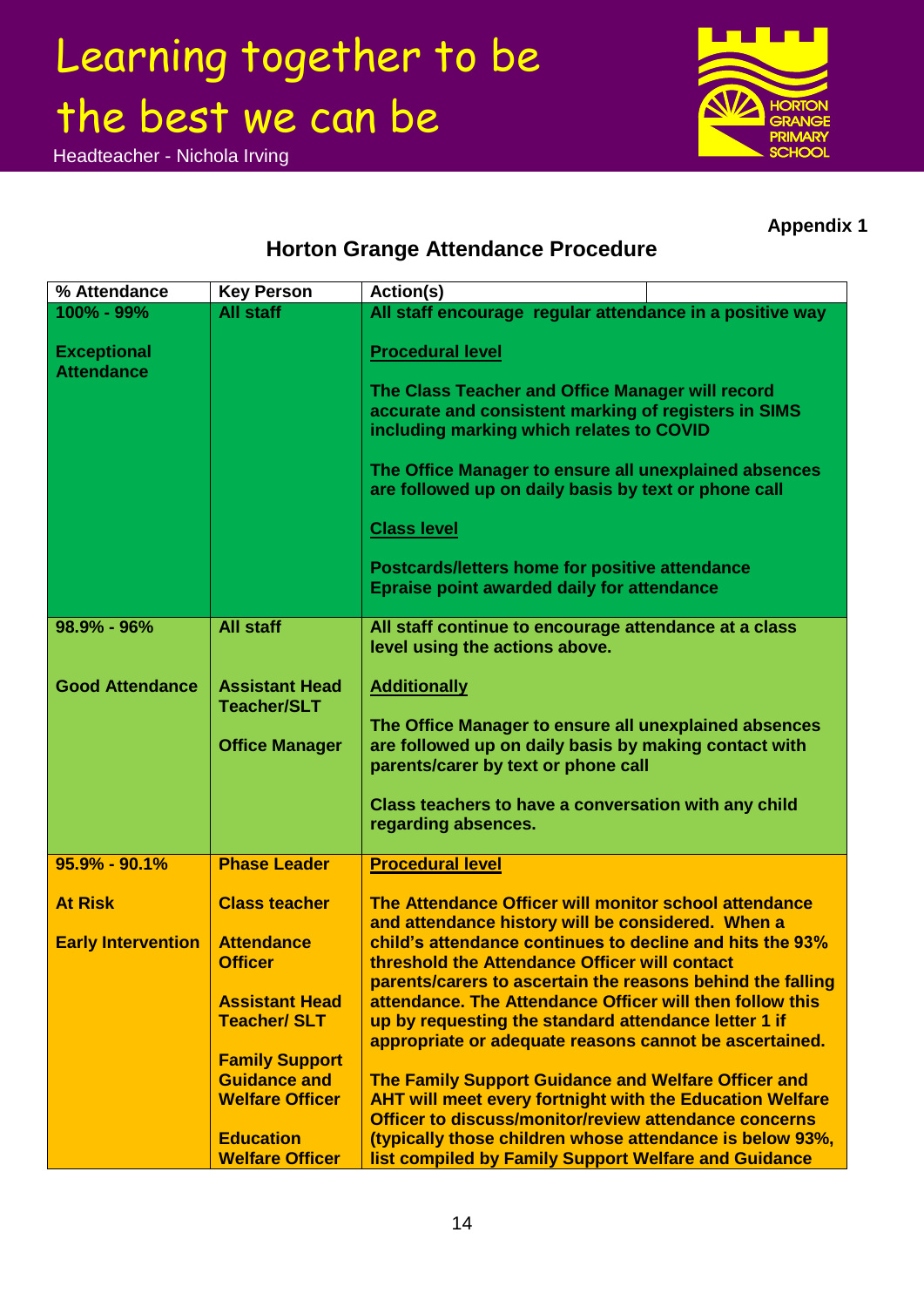Learning together to be the best we can be

Headteacher - Nichola Irving

**Appendix 1**

## Horton Grange Attendance Procedure

| % Attendance | Key Person | Action(s) |
|---|---|---|
| **100% - 99%**<br><br>**Exceptional Attendance** | **All staff** | **All staff encourage regular attendance in a positive way**<br><br>**Procedural level**<br><br>**The Class Teacher and Office Manager will record accurate and consistent marking of registers in SIMS including marking which relates to COVID**<br><br>**The Office Manager to ensure all unexplained absences are followed up on daily basis by text or phone call**<br><br>**Class level**<br><br>**Postcards/letters home for positive attendance**<br>**Epraise point awarded daily for attendance** |
| **98.9% - 96%**<br><br>**Good Attendance** | **All staff**<br><br>**Assistant Head Teacher/SLT**<br><br>**Office Manager** | **All staff continue to encourage attendance at a class level using the actions above.**<br><br>**Additionally**<br><br>**The Office Manager to ensure all unexplained absences are followed up on daily basis by making contact with parents/carer by text or phone call**<br><br>**Class teachers to have a conversation with any child regarding absences.** |
| **95.9% - 90.1%**<br><br>**At Risk**<br><br>**Early Intervention** | **Phase Leader**<br><br>**Class teacher**<br><br>**Attendance Officer**<br><br>**Assistant Head Teacher/ SLT**<br><br>**Family Support Guidance and Welfare Officer**<br><br>**Education Welfare Officer** | **Procedural level**<br><br>**The Attendance Officer will monitor school attendance and attendance history will be considered. When a child's attendance continues to decline and hits the 93% threshold the Attendance Officer will contact parents/carers to ascertain the reasons behind the falling attendance. The Attendance Officer will then follow this up by requesting the standard attendance letter 1 if appropriate or adequate reasons cannot be ascertained.**<br><br>**The Family Support Guidance and Welfare Officer and AHT will meet every fortnight with the Education Welfare Officer to discuss/monitor/review attendance concerns (typically those children whose attendance is below 93%, list compiled by Family Support Welfare and Guidance** |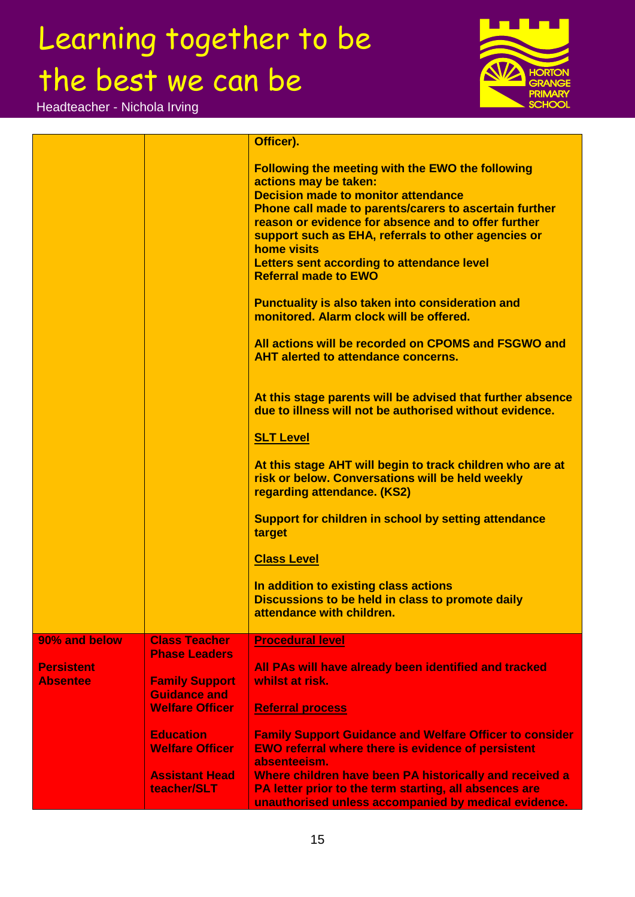| | | |
|---|---|---|
| | | **Officer).**<br><br>**Following the meeting with the EWO the following actions may be taken:**<br>**Decision made to monitor attendance**<br>**Phone call made to parents/carers to ascertain further reason or evidence for absence and to offer further support such as EHA, referrals to other agencies or home visits**<br>**Letters sent according to attendance level**<br>**Referral made to EWO**<br><br>**Punctuality is also taken into consideration and monitored. Alarm clock will be offered.**<br><br>**All actions will be recorded on CPOMS and FSGWO and AHT alerted to attendance concerns.**<br><br>**At this stage parents will be advised that further absence due to illness will not be authorised without evidence.**<br><br>**SLT Level**<br><br>**At this stage AHT will begin to track children who are at risk or below. Conversations will be held weekly regarding attendance. (KS2)**<br><br>**Support for children in school by setting attendance target**<br><br>**Class Level**<br><br>**In addition to existing class actions**<br>**Discussions to be held in class to promote daily attendance with children.** |
| **90% and below**<br><br>**Persistent Absentee** | **Class Teacher Phase Leaders**<br><br>**Family Support Guidance and Welfare Officer**<br><br>**Education Welfare Officer**<br><br>**Assistant Head teacher/SLT** | **Procedural level**<br><br>**All PAs will have already been identified and tracked whilst at risk.**<br><br>**Referral process**<br><br>**Family Support Guidance and Welfare Officer to consider EWO referral where there is evidence of persistent absenteeism.**<br>**Where children have been PA historically and received a PA letter prior to the term starting, all absences are unauthorised unless accompanied by medical evidence.** |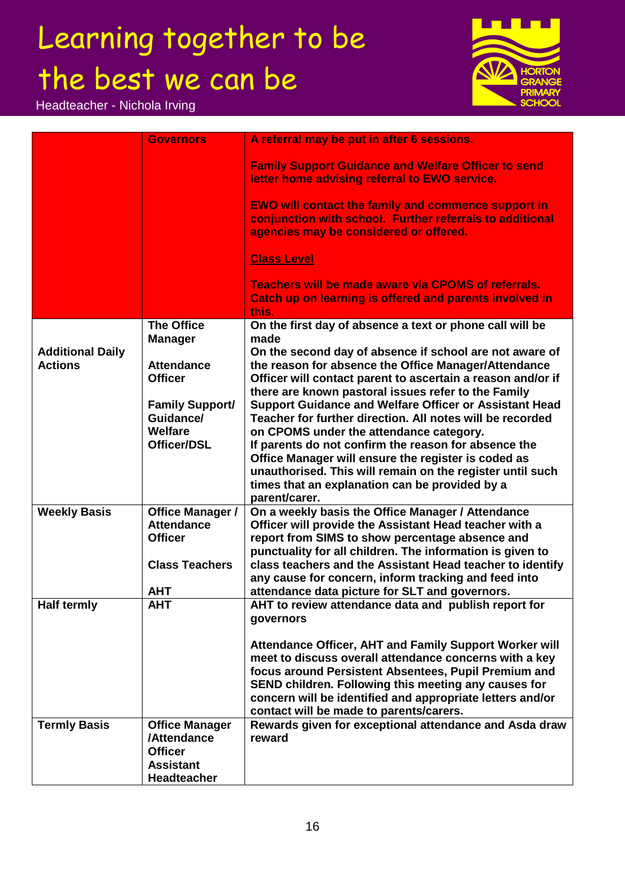| | | |
|---|---|---|
| | **Governors** | **A referral may be put in after 6 sessions.**<br><br>**Family Support Guidance and Welfare Officer to send letter home advising referral to EWO service.**<br><br>**EWO will contact the family and commence support in conjunction with school. Further referrals to additional agencies may be considered or offered.**<br><br>**<u>Class Level</u>**<br><br>**Teachers will be made aware via CPOMS of referrals. Catch up on learning is offered and parents involved in this.** |
| **Additional Daily Actions** | **The Office Manager**<br><br>**Attendance Officer**<br><br>**Family Support/ Guidance/ Welfare Officer/DSL** | **On the first day of absence a text or phone call will be made**<br>**On the second day of absence if school are not aware of the reason for absence the Office Manager/Attendance Officer will contact parent to ascertain a reason and/or if there are known pastoral issues refer to the Family Support Guidance and Welfare Officer or Assistant Head Teacher for further direction. All notes will be recorded on CPOMS under the attendance category.**<br>**If parents do not confirm the reason for absence the Office Manager will ensure the register is coded as unauthorised. This will remain on the register until such times that an explanation can be provided by a parent/carer.** |
| **Weekly Basis** | **Office Manager / Attendance Officer**<br><br>**Class Teachers**<br><br>**AHT** | **On a weekly basis the Office Manager / Attendance Officer will provide the Assistant Head teacher with a report from SIMS to show percentage absence and punctuality for all children. The information is given to class teachers and the Assistant Head teacher to identify any cause for concern, inform tracking and feed into attendance data picture for SLT and governors.** |
| **Half termly** | **AHT** | **AHT to review attendance data and publish report for governors**<br><br>**Attendance Officer, AHT and Family Support Worker will meet to discuss overall attendance concerns with a key focus around Persistent Absentees, Pupil Premium and SEND children. Following this meeting any causes for concern will be identified and appropriate letters and/or contact will be made to parents/carers.** |
| **Termly Basis** | **Office Manager /Attendance Officer Assistant Headteacher** | **Rewards given for exceptional attendance and Asda draw reward** |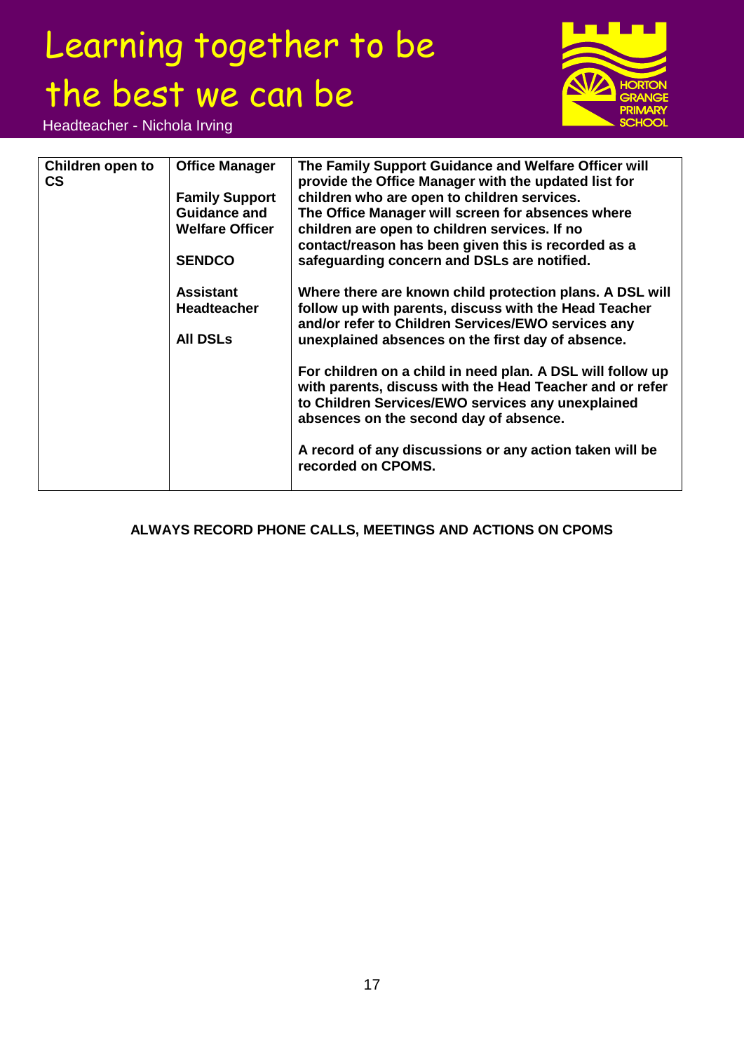| | | |
|---|---|---|
| **Children open to CS** | **Office Manager**<br><br>**Family Support Guidance and Welfare Officer**<br><br>**SENDCO**<br><br>**Assistant Headteacher**<br><br>**All DSLs** | **The Family Support Guidance and Welfare Officer will provide the Office Manager with the updated list for children who are open to children services.**<br>**The Office Manager will screen for absences where children are open to children services. If no contact/reason has been given this is recorded as a safeguarding concern and DSLs are notified.**<br><br>**Where there are known child protection plans. A DSL will follow up with parents, discuss with the Head Teacher and/or refer to Children Services/EWO services any unexplained absences on the first day of absence.**<br><br>**For children on a child in need plan. A DSL will follow up with parents, discuss with the Head Teacher and or refer to Children Services/EWO services any unexplained absences on the second day of absence.**<br><br>**A record of any discussions or any action taken will be recorded on CPOMS.** |

**ALWAYS RECORD PHONE CALLS, MEETINGS AND ACTIONS ON CPOMS**